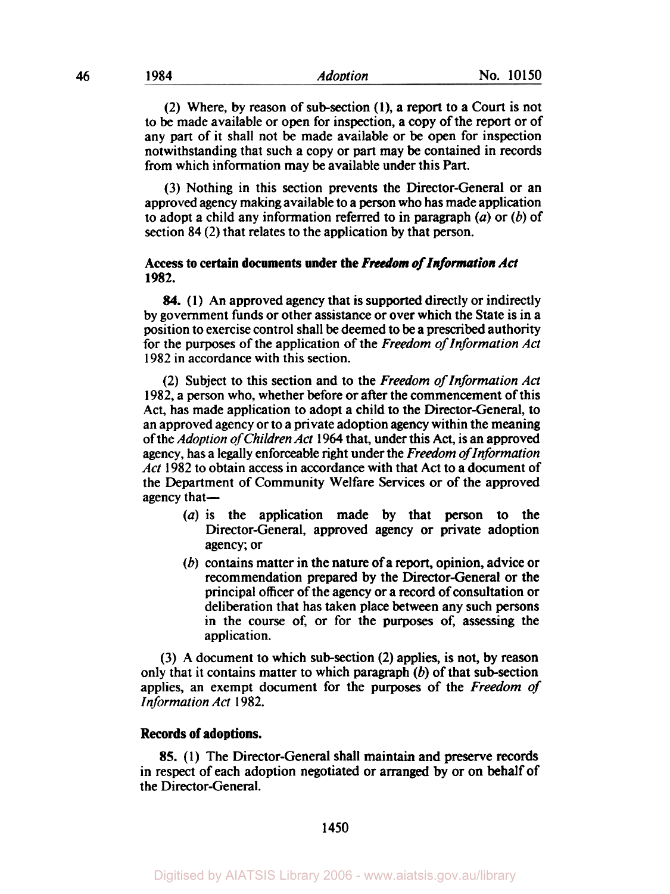(2) Where, by reason of sub-section (1), a report to a Court is not to be made available or open for inspection, a copy of the report or of any part of it shall not be made available or be open for inspection notwithstanding that such a copy or part may be contained in records from which information may be available under this Part.

(3) Nothing in this section prevents the Director-General or an approved agency making available to a person who has made application to adopt a child any information referred to in paragraph (*a*) or (*b*) of section 84 (2) that relates to the application by that person.

**Access to certain documents under the *Freedom of Information Act* 1982.**

**84.** (1) An approved agency that is supported directly or indirectly by government funds or other assistance or over which the State is in a position to exercise control shall be deemed to be a prescribed authority for the purposes of the application of the *Freedom of Information Act* 1982 in accordance with this section.

(2) Subject to this section and to the *Freedom of Information Act* 1982, a person who, whether before or after the commencement of this Act, has made application to adopt a child to the Director-General, to an approved agency or to a private adoption agency within the meaning of the *Adoption of Children Act* 1964 that, under this Act, is an approved agency, has a legally enforceable right under the *Freedom of Information Act* 1982 to obtain access in accordance with that Act to a document of the Department of Community Welfare Services or of the approved agency that—

- (*a*) is the application made by that person to the Director-General, approved agency or private adoption agency; or
- (*b*) contains matter in the nature of a report, opinion, advice or recommendation prepared by the Director-General or the principal officer of the agency or a record of consultation or deliberation that has taken place between any such persons in the course of, or for the purposes of, assessing the application.

(3) A document to which sub-section (2) applies, is not, by reason only that it contains matter to which paragraph (*b*) of that sub-section applies, an exempt document for the purposes of the *Freedom of Information Act* 1982.

**Records of adoptions.**

**85.** (1) The Director-General shall maintain and preserve records in respect of each adoption negotiated or arranged by or on behalf of the Director-General.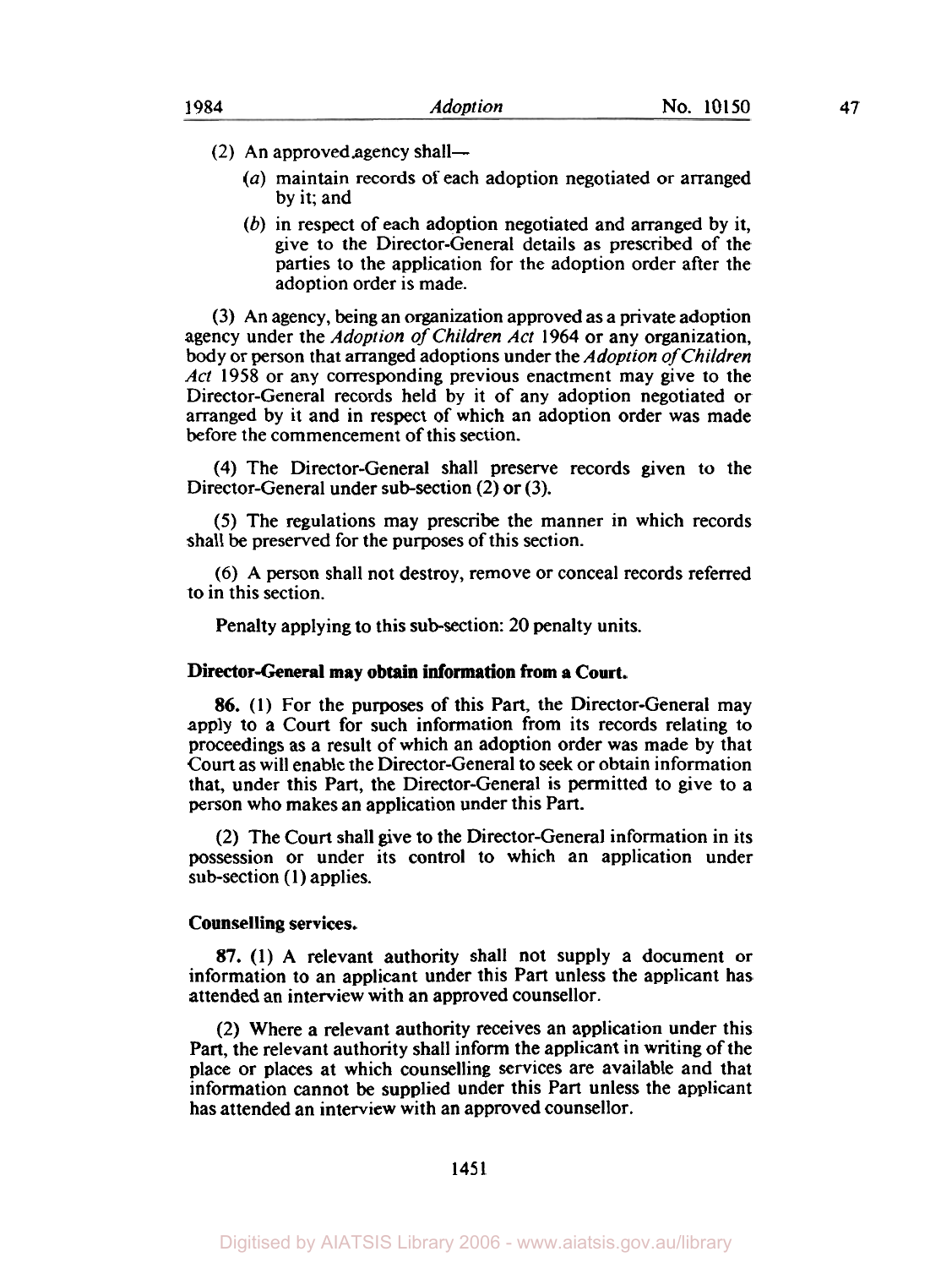(2) An approved agency shall—

(*a*) maintain records of each adoption negotiated or arranged by it; and

(*b*) in respect of each adoption negotiated and arranged by it, give to the Director-General details as prescribed of the parties to the application for the adoption order after the adoption order is made.

(3) An agency, being an organization approved as a private adoption agency under the *Adoption of Children Act* 1964 or any organization, body or person that arranged adoptions under the *Adoption of Children Act* 1958 or any corresponding previous enactment may give to the Director-General records held by it of any adoption negotiated or arranged by it and in respect of which an adoption order was made before the commencement of this section.

(4) The Director-General shall preserve records given to the Director-General under sub-section (2) or (3).

(5) The regulations may prescribe the manner in which records shall be preserved for the purposes of this section.

(6) A person shall not destroy, remove or conceal records referred to in this section.

Penalty applying to this sub-section: 20 penalty units.

**Director-General may obtain information from a Court.**

**86.** (1) For the purposes of this Part, the Director-General may apply to a Court for such information from its records relating to proceedings as a result of which an adoption order was made by that Court as will enable the Director-General to seek or obtain information that, under this Part, the Director-General is permitted to give to a person who makes an application under this Part.

(2) The Court shall give to the Director-General information in its possession or under its control to which an application under sub-section (1) applies.

**Counselling services.**

**87.** (1) A relevant authority shall not supply a document or information to an applicant under this Part unless the applicant has attended an interview with an approved counsellor.

(2) Where a relevant authority receives an application under this Part, the relevant authority shall inform the applicant in writing of the place or places at which counselling services are available and that information cannot be supplied under this Part unless the applicant has attended an interview with an approved counsellor.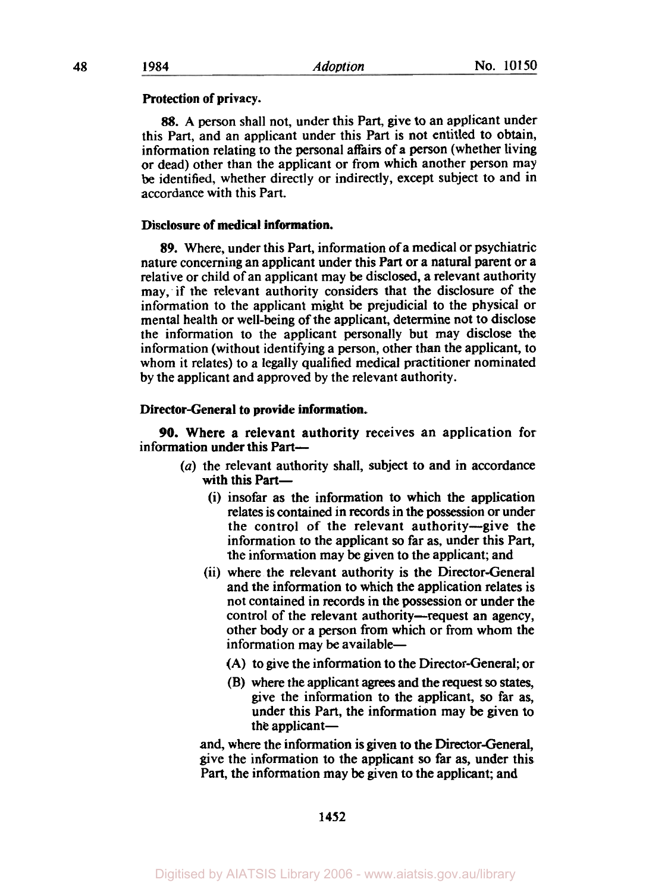**Protection of privacy.**

**88.** A person shall not, under this Part, give to an applicant under this Part, and an applicant under this Part is not entitled to obtain, information relating to the personal affairs of a person (whether living or dead) other than the applicant or from which another person may be identified, whether directly or indirectly, except subject to and in accordance with this Part.

**Disclosure of medical information.**

**89.** Where, under this Part, information of a medical or psychiatric nature concerning an applicant under this Part or a natural parent or a relative or child of an applicant may be disclosed, a relevant authority may, if the relevant authority considers that the disclosure of the information to the applicant might be prejudicial to the physical or mental health or well-being of the applicant, determine not to disclose the information to the applicant personally but may disclose the information (without identifying a person, other than the applicant, to whom it relates) to a legally qualified medical practitioner nominated by the applicant and approved by the relevant authority.

**Director-General to provide information.**

**90.** Where a relevant authority receives an application for information under this Part—

- (*a*) the relevant authority shall, subject to and in accordance with this Part—
  - (i) insofar as the information to which the application relates is contained in records in the possession or under the control of the relevant authority—give the information to the applicant so far as, under this Part, the information may be given to the applicant; and
  - (ii) where the relevant authority is the Director-General and the information to which the application relates is not contained in records in the possession or under the control of the relevant authority—request an agency, other body or a person from which or from whom the information may be available—
    - (A) to give the information to the Director-General; or
    - (B) where the applicant agrees and the request so states, give the information to the applicant, so far as, under this Part, the information may be given to the applicant—

  and, where the information is given to the Director-General, give the information to the applicant so far as, under this Part, the information may be given to the applicant; and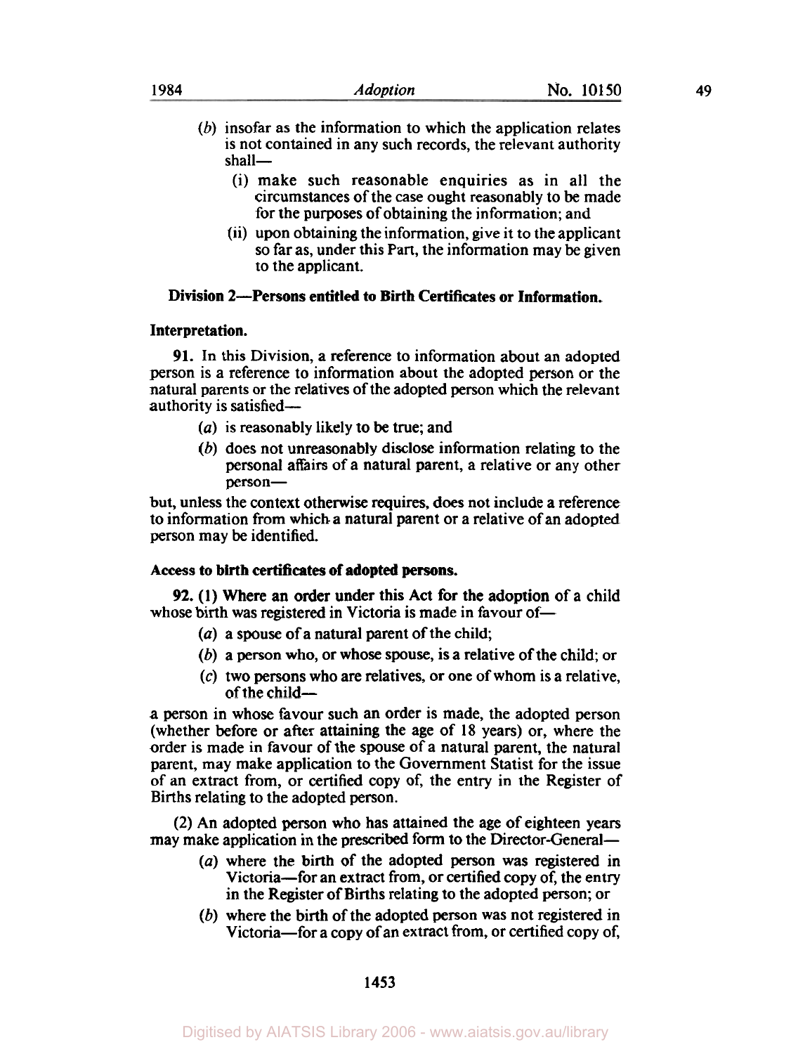(*b*) insofar as the information to which the application relates is not contained in any such records, the relevant authority shall—

(i) make such reasonable enquiries as in all the circumstances of the case ought reasonably to be made for the purposes of obtaining the information; and

(ii) upon obtaining the information, give it to the applicant so far as, under this Part, the information may be given to the applicant.

### Division 2—Persons entitled to Birth Certificates or Information.

**Interpretation.**

**91.** In this Division, a reference to information about an adopted person is a reference to information about the adopted person or the natural parents or the relatives of the adopted person which the relevant authority is satisfied—

(*a*) is reasonably likely to be true; and

(*b*) does not unreasonably disclose information relating to the personal affairs of a natural parent, a relative or any other person—

but, unless the context otherwise requires, does not include a reference to information from which a natural parent or a relative of an adopted person may be identified.

**Access to birth certificates of adopted persons.**

**92.** (1) Where an order under this Act for the adoption of a child whose birth was registered in Victoria is made in favour of—

(*a*) a spouse of a natural parent of the child;

(*b*) a person who, or whose spouse, is a relative of the child; or

(*c*) two persons who are relatives, or one of whom is a relative, of the child—

a person in whose favour such an order is made, the adopted person (whether before or after attaining the age of 18 years) or, where the order is made in favour of the spouse of a natural parent, the natural parent, may make application to the Government Statist for the issue of an extract from, or certified copy of, the entry in the Register of Births relating to the adopted person.

(2) An adopted person who has attained the age of eighteen years may make application in the prescribed form to the Director-General—

(*a*) where the birth of the adopted person was registered in Victoria—for an extract from, or certified copy of, the entry in the Register of Births relating to the adopted person; or

(*b*) where the birth of the adopted person was not registered in Victoria—for a copy of an extract from, or certified copy of,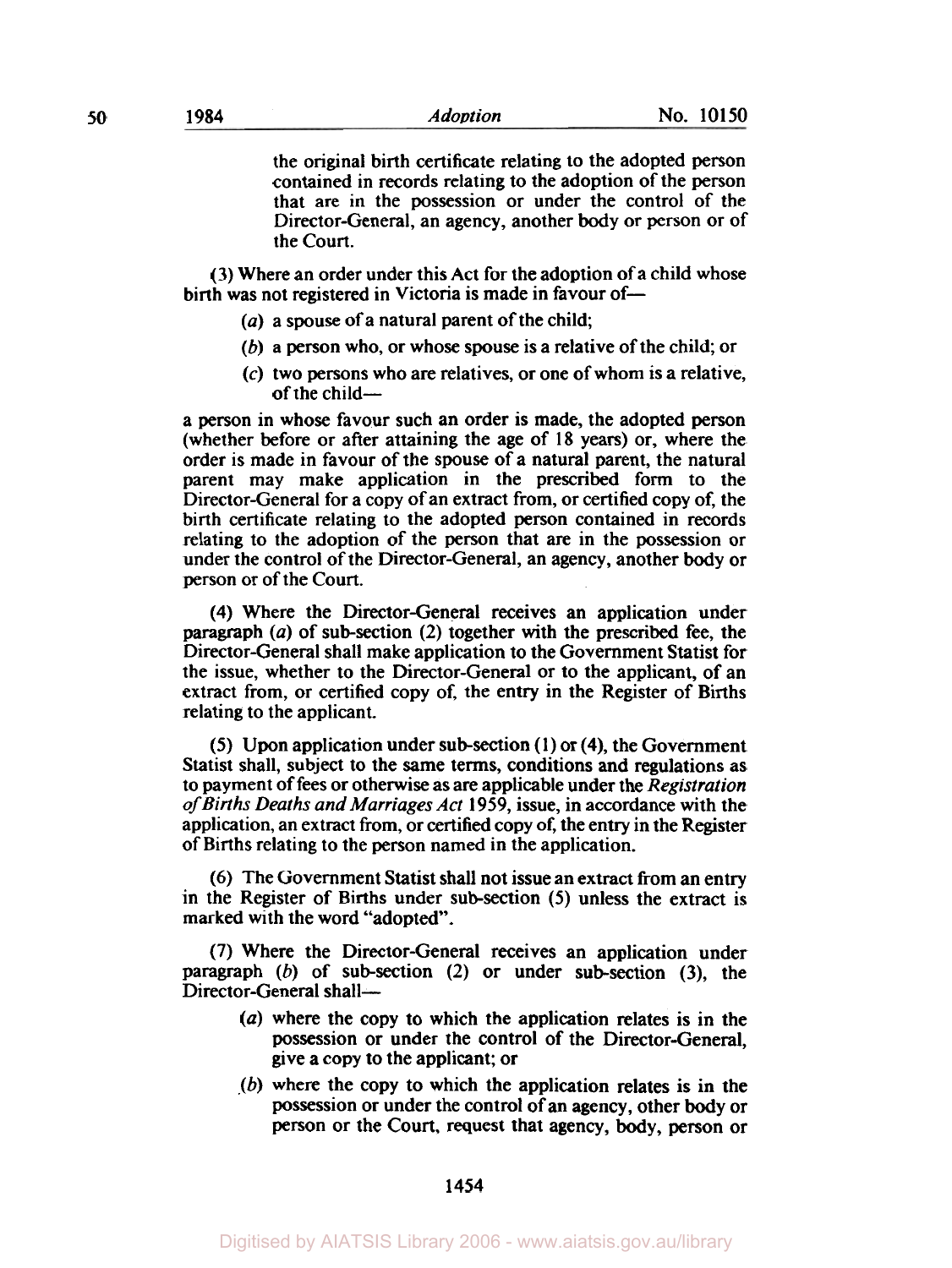the original birth certificate relating to the adopted person contained in records relating to the adoption of the person that are in the possession or under the control of the Director-General, an agency, another body or person or of the Court.

(3) Where an order under this Act for the adoption of a child whose birth was not registered in Victoria is made in favour of—

(a) a spouse of a natural parent of the child;

(b) a person who, or whose spouse is a relative of the child; or

(c) two persons who are relatives, or one of whom is a relative, of the child—

a person in whose favour such an order is made, the adopted person (whether before or after attaining the age of 18 years) or, where the order is made in favour of the spouse of a natural parent, the natural parent may make application in the prescribed form to the Director-General for a copy of an extract from, or certified copy of, the birth certificate relating to the adopted person contained in records relating to the adoption of the person that are in the possession or under the control of the Director-General, an agency, another body or person or of the Court.

(4) Where the Director-General receives an application under paragraph (a) of sub-section (2) together with the prescribed fee, the Director-General shall make application to the Government Statist for the issue, whether to the Director-General or to the applicant, of an extract from, or certified copy of, the entry in the Register of Births relating to the applicant.

(5) Upon application under sub-section (1) or (4), the Government Statist shall, subject to the same terms, conditions and regulations as to payment of fees or otherwise as are applicable under the *Registration of Births Deaths and Marriages Act* 1959, issue, in accordance with the application, an extract from, or certified copy of, the entry in the Register of Births relating to the person named in the application.

(6) The Government Statist shall not issue an extract from an entry in the Register of Births under sub-section (5) unless the extract is marked with the word "adopted".

(7) Where the Director-General receives an application under paragraph (b) of sub-section (2) or under sub-section (3), the Director-General shall—

(a) where the copy to which the application relates is in the possession or under the control of the Director-General, give a copy to the applicant; or

(b) where the copy to which the application relates is in the possession or under the control of an agency, other body or person or the Court, request that agency, body, person or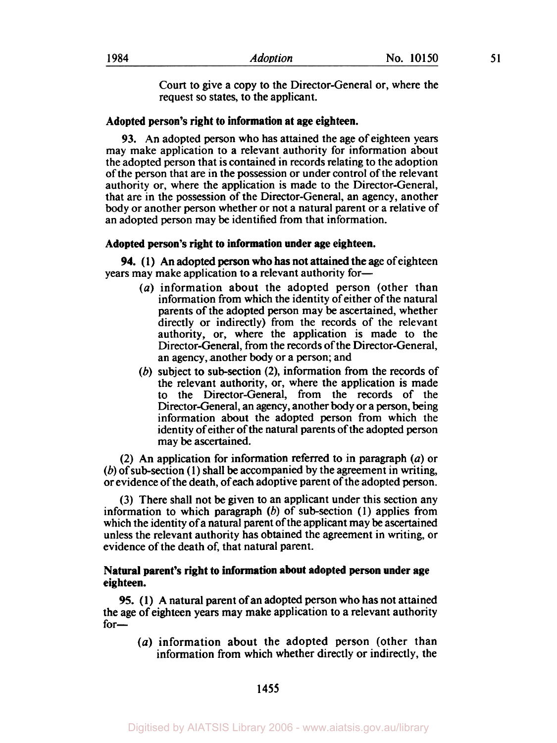Court to give a copy to the Director-General or, where the request so states, to the applicant.

**Adopted person's right to information at age eighteen.**

93. An adopted person who has attained the age of eighteen years may make application to a relevant authority for information about the adopted person that is contained in records relating to the adoption of the person that are in the possession or under control of the relevant authority or, where the application is made to the Director-General, that are in the possession of the Director-General, an agency, another body or another person whether or not a natural parent or a relative of an adopted person may be identified from that information.

**Adopted person's right to information under age eighteen.**

94. (1) An adopted person who has not attained the age of eighteen years may make application to a relevant authority for—

- (*a*) information about the adopted person (other than information from which the identity of either of the natural parents of the adopted person may be ascertained, whether directly or indirectly) from the records of the relevant authority, or, where the application is made to the Director-General, from the records of the Director-General, an agency, another body or a person; and
- (*b*) subject to sub-section (2), information from the records of the relevant authority, or, where the application is made to the Director-General, from the records of the Director-General, an agency, another body or a person, being information about the adopted person from which the identity of either of the natural parents of the adopted person may be ascertained.

(2) An application for information referred to in paragraph (*a*) or (*b*) of sub-section (1) shall be accompanied by the agreement in writing, or evidence of the death, of each adoptive parent of the adopted person.

(3) There shall not be given to an applicant under this section any information to which paragraph (*b*) of sub-section (1) applies from which the identity of a natural parent of the applicant may be ascertained unless the relevant authority has obtained the agreement in writing, or evidence of the death of, that natural parent.

**Natural parent's right to information about adopted person under age eighteen.**

95. (1) A natural parent of an adopted person who has not attained the age of eighteen years may make application to a relevant authority for—

- (*a*) information about the adopted person (other than information from which whether directly or indirectly, the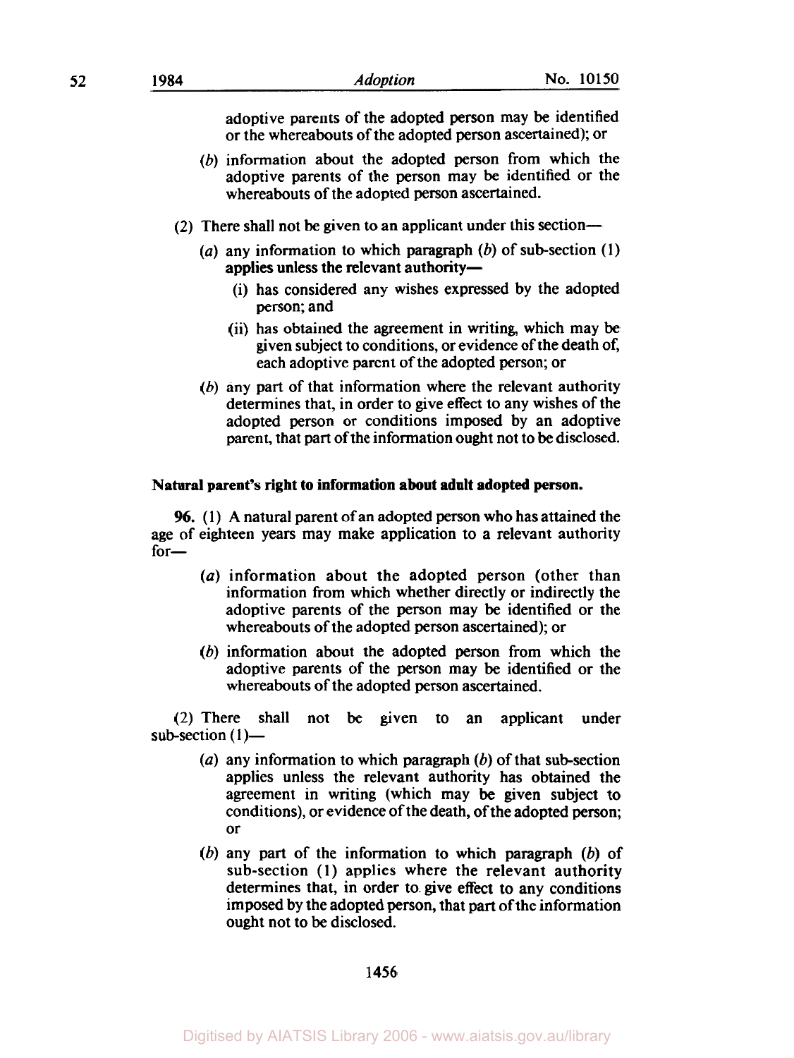adoptive parents of the adopted person may be identified or the whereabouts of the adopted person ascertained); or

(*b*) information about the adopted person from which the adoptive parents of the person may be identified or the whereabouts of the adopted person ascertained.

(2) There shall not be given to an applicant under this section—

(*a*) any information to which paragraph (*b*) of sub-section (1) applies unless the relevant authority—

(i) has considered any wishes expressed by the adopted person; and

(ii) has obtained the agreement in writing, which may be given subject to conditions, or evidence of the death of, each adoptive parent of the adopted person; or

(*b*) any part of that information where the relevant authority determines that, in order to give effect to any wishes of the adopted person or conditions imposed by an adoptive parent, that part of the information ought not to be disclosed.

**Natural parent's right to information about adult adopted person.**

**96.** (1) A natural parent of an adopted person who has attained the age of eighteen years may make application to a relevant authority for—

(*a*) information about the adopted person (other than information from which whether directly or indirectly the adoptive parents of the person may be identified or the whereabouts of the adopted person ascertained); or

(*b*) information about the adopted person from which the adoptive parents of the person may be identified or the whereabouts of the adopted person ascertained.

(2) There shall not be given to an applicant under sub-section (1)—

(*a*) any information to which paragraph (*b*) of that sub-section applies unless the relevant authority has obtained the agreement in writing (which may be given subject to conditions), or evidence of the death, of the adopted person; or

(*b*) any part of the information to which paragraph (*b*) of sub-section (1) applies where the relevant authority determines that, in order to give effect to any conditions imposed by the adopted person, that part of the information ought not to be disclosed.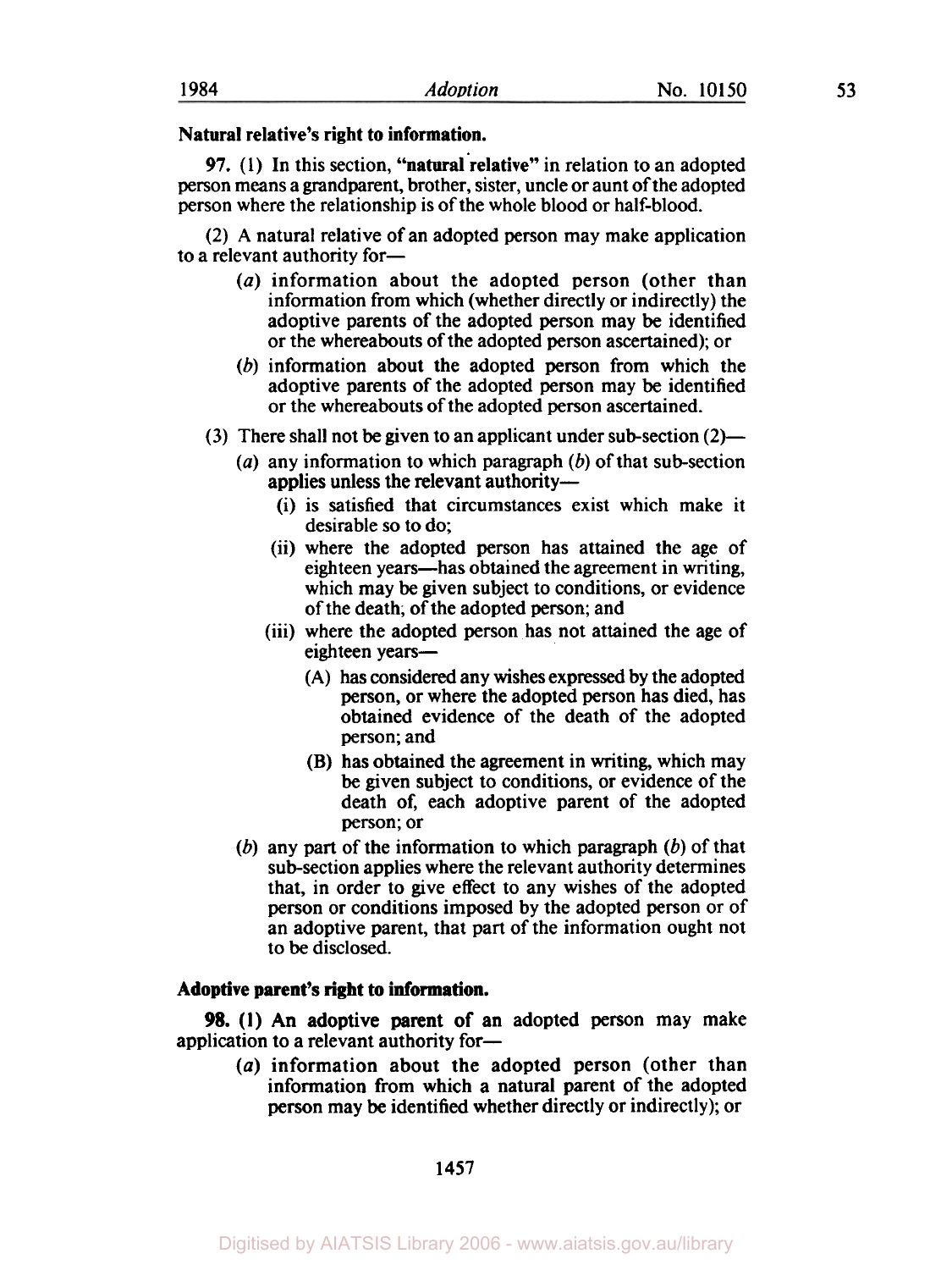**Natural relative's right to information.**

**97.** (1) In this section, **"natural relative"** in relation to an adopted person means a grandparent, brother, sister, uncle or aunt of the adopted person where the relationship is of the whole blood or half-blood.

(2) A natural relative of an adopted person may make application to a relevant authority for—

- (*a*) information about the adopted person (other than information from which (whether directly or indirectly) the adoptive parents of the adopted person may be identified or the whereabouts of the adopted person ascertained); or
- (*b*) information about the adopted person from which the adoptive parents of the adopted person may be identified or the whereabouts of the adopted person ascertained.

(3) There shall not be given to an applicant under sub-section (2)—

- (*a*) any information to which paragraph (*b*) of that sub-section applies unless the relevant authority—
  - (i) is satisfied that circumstances exist which make it desirable so to do;
  - (ii) where the adopted person has attained the age of eighteen years—has obtained the agreement in writing, which may be given subject to conditions, or evidence of the death, of the adopted person; and
  - (iii) where the adopted person has not attained the age of eighteen years—
    - (A) has considered any wishes expressed by the adopted person, or where the adopted person has died, has obtained evidence of the death of the adopted person; and
    - (B) has obtained the agreement in writing, which may be given subject to conditions, or evidence of the death of, each adoptive parent of the adopted person; or
- (*b*) any part of the information to which paragraph (*b*) of that sub-section applies where the relevant authority determines that, in order to give effect to any wishes of the adopted person or conditions imposed by the adopted person or of an adoptive parent, that part of the information ought not to be disclosed.

**Adoptive parent's right to information.**

**98. (1) An adoptive parent of** an adopted person may make application to a relevant authority for—

- (*a*) information about the adopted person (other than information from which a natural parent of the adopted person may be identified whether directly or indirectly); or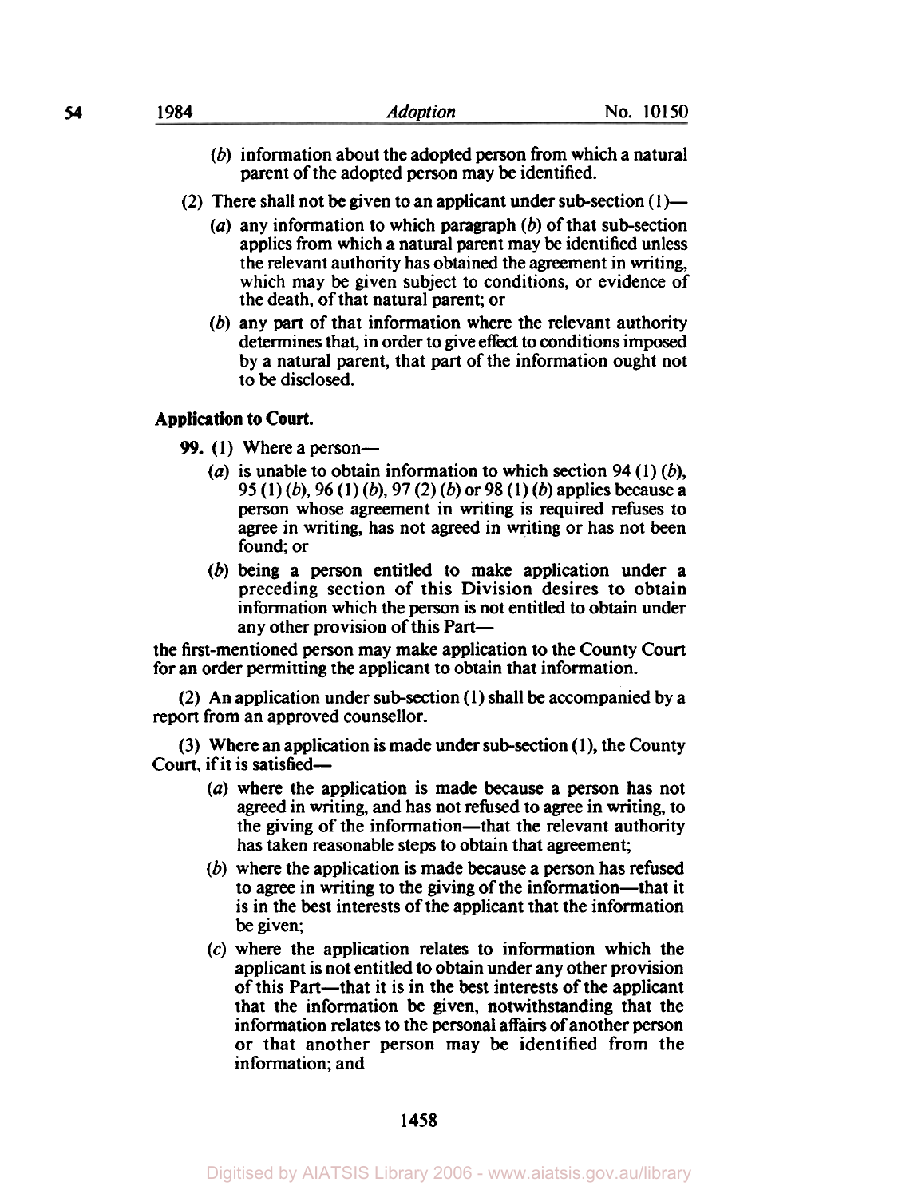(*b*) information about the adopted person from which a natural parent of the adopted person may be identified.

(2) There shall not be given to an applicant under sub-section (1)—

(*a*) any information to which paragraph (*b*) of that sub-section applies from which a natural parent may be identified unless the relevant authority has obtained the agreement in writing, which may be given subject to conditions, or evidence of the death, of that natural parent; or

(*b*) any part of that information where the relevant authority determines that, in order to give effect to conditions imposed by a natural parent, that part of the information ought not to be disclosed.

**Application to Court.**

**99.** (1) Where a person—

(*a*) is unable to obtain information to which section 94 (1) (*b*), 95 (1) (*b*), 96 (1) (*b*), 97 (2) (*b*) or 98 (1) (*b*) applies because a person whose agreement in writing is required refuses to agree in writing, has not agreed in writing or has not been found; or

(*b*) being a person entitled to make application under a preceding section of this Division desires to obtain information which the person is not entitled to obtain under any other provision of this Part—

the first-mentioned person may make application to the County Court for an order permitting the applicant to obtain that information.

(2) An application under sub-section (1) shall be accompanied by a report from an approved counsellor.

(3) Where an application is made under sub-section (1), the County Court, if it is satisfied—

(*a*) where the application is made because a person has not agreed in writing, and has not refused to agree in writing, to the giving of the information—that the relevant authority has taken reasonable steps to obtain that agreement;

(*b*) where the application is made because a person has refused to agree in writing to the giving of the information—that it is in the best interests of the applicant that the information be given;

(*c*) where the application relates to information which the applicant is not entitled to obtain under any other provision of this Part—that it is in the best interests of the applicant that the information be given, notwithstanding that the information relates to the personal affairs of another person or that another person may be identified from the information; and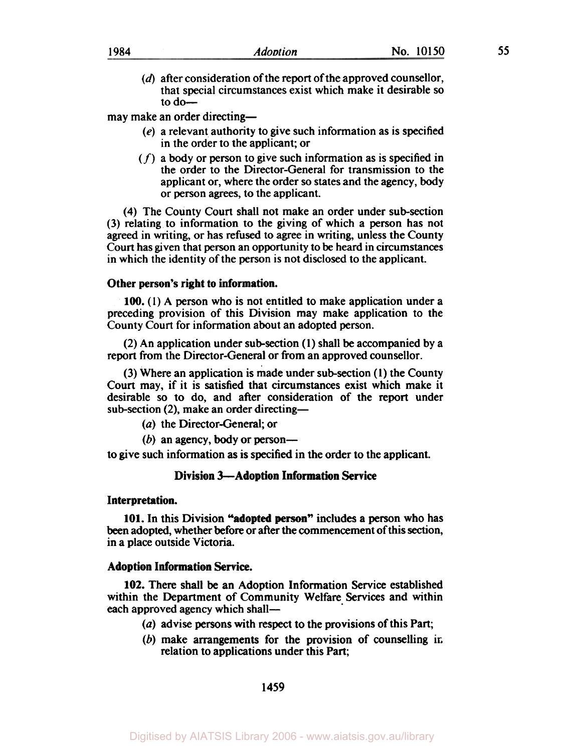(*d*) after consideration of the report of the approved counsellor, that special circumstances exist which make it desirable so to do—

may make an order directing—

(*e*) a relevant authority to give such information as is specified in the order to the applicant; or

(*f*) a body or person to give such information as is specified in the order to the Director-General for transmission to the applicant or, where the order so states and the agency, body or person agrees, to the applicant.

(4) The County Court shall not make an order under sub-section (3) relating to information to the giving of which a person has not agreed in writing, or has refused to agree in writing, unless the County Court has given that person an opportunity to be heard in circumstances in which the identity of the person is not disclosed to the applicant.

**Other person's right to information.**

**100.** (1) A person who is not entitled to make application under a preceding provision of this Division may make application to the County Court for information about an adopted person.

(2) An application under sub-section (1) shall be accompanied by a report from the Director-General or from an approved counsellor.

(3) Where an application is made under sub-section (1) the County Court may, if it is satisfied that circumstances exist which make it desirable so to do, and after consideration of the report under sub-section (2), make an order directing—

(*a*) the Director-General; or

(*b*) an agency, body or person—

to give such information as is specified in the order to the applicant.

## Division 3—Adoption Information Service

**Interpretation.**

**101.** In this Division **"adopted person"** includes a person who has been adopted, whether before or after the commencement of this section, in a place outside Victoria.

**Adoption Information Service.**

**102.** There shall be an Adoption Information Service established within the Department of Community Welfare Services and within each approved agency which shall—

(*a*) advise persons with respect to the provisions of this Part;

(*b*) make arrangements for the provision of counselling in relation to applications under this Part;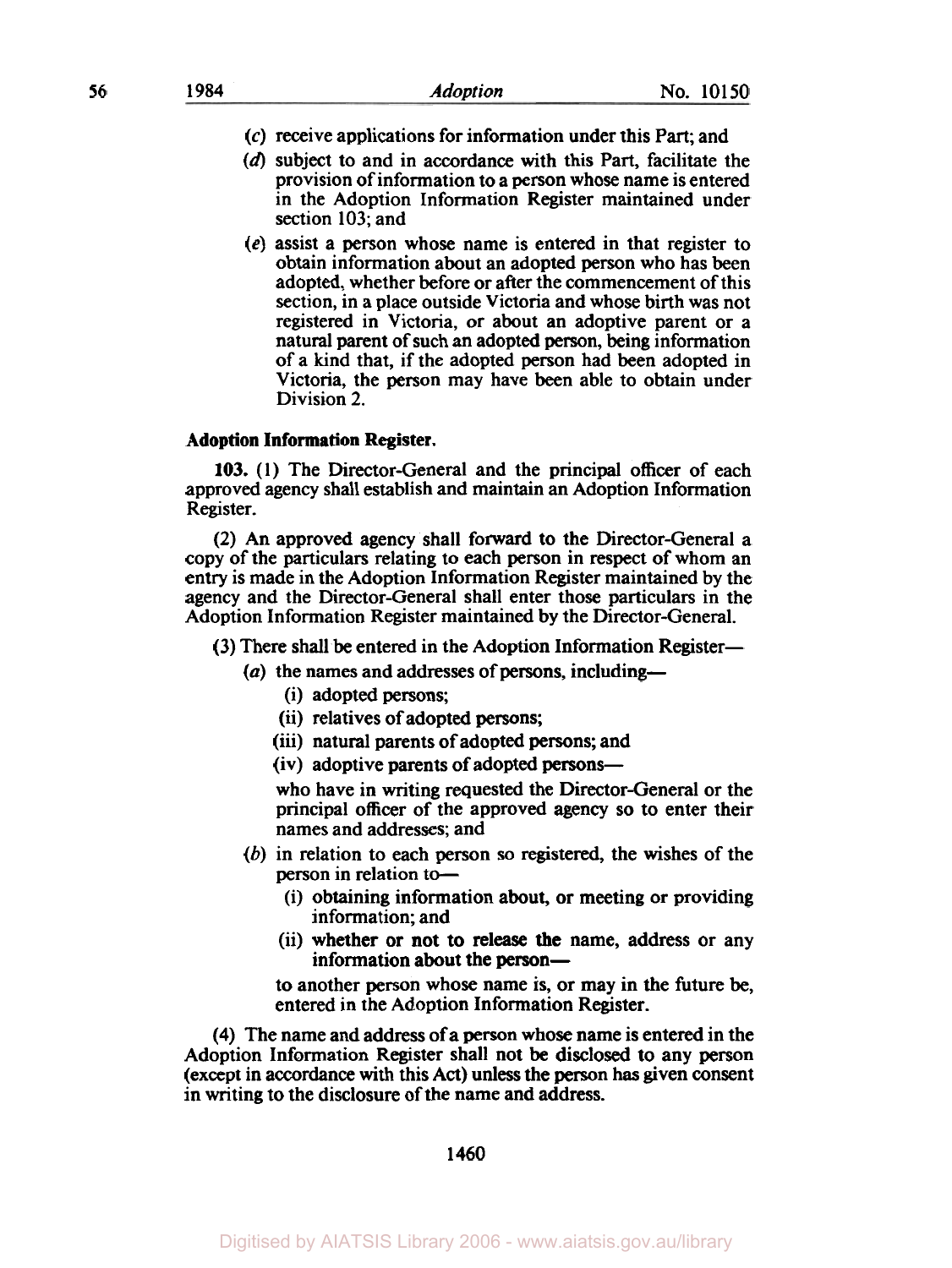(c) receive applications for information under this Part; and

(d) subject to and in accordance with this Part, facilitate the provision of information to a person whose name is entered in the Adoption Information Register maintained under section 103; and

(e) assist a person whose name is entered in that register to obtain information about an adopted person who has been adopted, whether before or after the commencement of this section, in a place outside Victoria and whose birth was not registered in Victoria, or about an adoptive parent or a natural parent of such an adopted person, being information of a kind that, if the adopted person had been adopted in Victoria, the person may have been able to obtain under Division 2.

**Adoption Information Register.**

**103.** (1) The Director-General and the principal officer of each approved agency shall establish and maintain an Adoption Information Register.

(2) An approved agency shall forward to the Director-General a copy of the particulars relating to each person in respect of whom an entry is made in the Adoption Information Register maintained by the agency and the Director-General shall enter those particulars in the Adoption Information Register maintained by the Director-General.

(3) There shall be entered in the Adoption Information Register—

(a) the names and addresses of persons, including—

(i) adopted persons;

(ii) relatives of adopted persons;

(iii) natural parents of adopted persons; and

(iv) adoptive parents of adopted persons—

who have in writing requested the Director-General or the principal officer of the approved agency so to enter their names and addresses; and

(b) in relation to each person so registered, the wishes of the person in relation to—

(i) obtaining information about, or meeting or providing information; and

(ii) whether or not to release the name, address or any information about the person—

to another person whose name is, or may in the future be, entered in the Adoption Information Register.

(4) The name and address of a person whose name is entered in the Adoption Information Register shall not be disclosed to any person (except in accordance with this Act) unless the person has given consent in writing to the disclosure of the name and address.